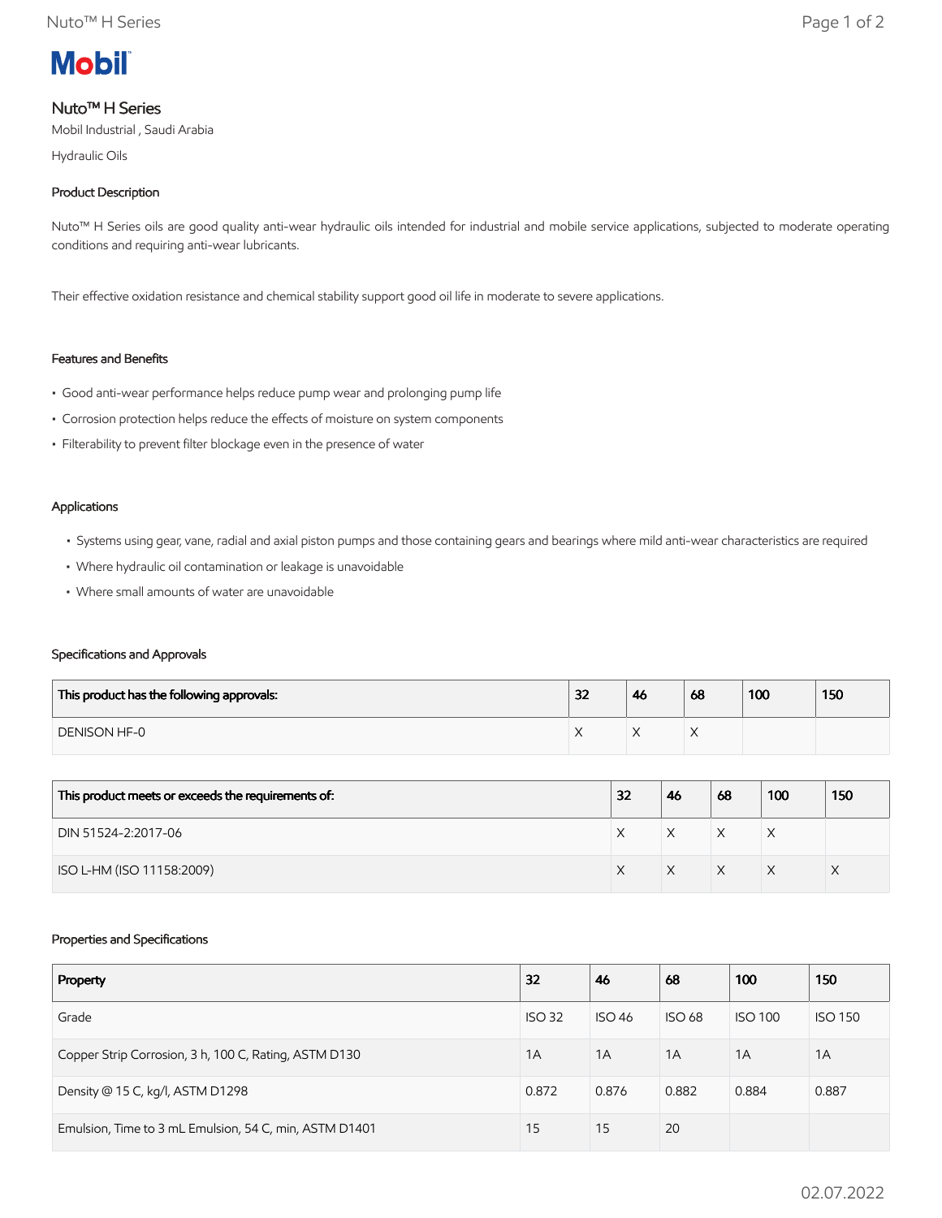# Mobil

## Nuto™ H Series

Mobil Industrial , Saudi Arabia

Hydraulic Oils

### Product Description

Nuto™ H Series oils are good quality anti-wear hydraulic oils intended for industrial and mobile service applications, subjected to moderate operating conditions and requiring anti-wear lubricants.

Their effective oxidation resistance and chemical stability support good oil life in moderate to severe applications.

### Features and Benefits

- Good anti-wear performance helps reduce pump wear and prolonging pump life
- Corrosion protection helps reduce the effects of moisture on system components
- Filterability to prevent filter blockage even in the presence of water

### Applications

- Systems using gear, vane, radial and axial piston pumps and those containing gears and bearings where mild anti-wear characteristics are required
- Where hydraulic oil contamination or leakage is unavoidable
- Where small amounts of water are unavoidable

### Specifications and Approvals

| This product has the following approvals: | 32 | 46 | 68 | 100 | 150 |
|---|---|---|---|---|---|
| DENISON HF-0 | X | X | X | | |

| This product meets or exceeds the requirements of: | 32 | 46 | 68 | 100 | 150 |
|---|---|---|---|---|---|
| DIN 51524-2:2017-06 | X | X | X | X | |
| ISO L-HM (ISO 11158:2009) | X | X | X | X | X |

### Properties and Specifications

| Property | 32 | 46 | 68 | 100 | 150 |
|---|---|---|---|---|---|
| Grade | ISO 32 | ISO 46 | ISO 68 | ISO 100 | ISO 150 |
| Copper Strip Corrosion, 3 h, 100 C, Rating, ASTM D130 | 1A | 1A | 1A | 1A | 1A |
| Density @ 15 C, kg/l, ASTM D1298 | 0.872 | 0.876 | 0.882 | 0.884 | 0.887 |
| Emulsion, Time to 3 mL Emulsion, 54 C, min, ASTM D1401 | 15 | 15 | 20 | | |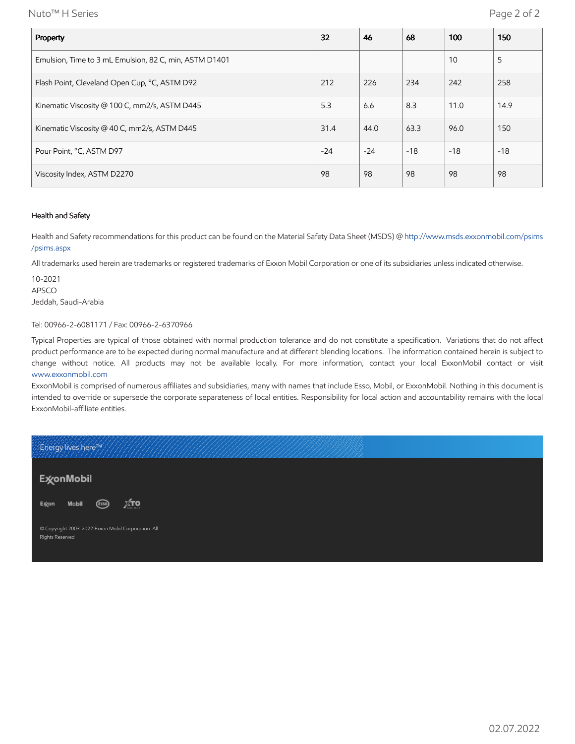| Property | 32 | 46 | 68 | 100 | 150 |
| --- | --- | --- | --- | --- | --- |
| Emulsion, Time to 3 mL Emulsion, 82 C, min, ASTM D1401 | | | | 10 | 5 |
| Flash Point, Cleveland Open Cup, °C, ASTM D92 | 212 | 226 | 234 | 242 | 258 |
| Kinematic Viscosity @ 100 C, mm2/s, ASTM D445 | 5.3 | 6.6 | 8.3 | 11.0 | 14.9 |
| Kinematic Viscosity @ 40 C, mm2/s, ASTM D445 | 31.4 | 44.0 | 63.3 | 96.0 | 150 |
| Pour Point, °C, ASTM D97 | -24 | -24 | -18 | -18 | -18 |
| Viscosity Index, ASTM D2270 | 98 | 98 | 98 | 98 | 98 |

### Health and Safety

Health and Safety recommendations for this product can be found on the Material Safety Data Sheet (MSDS) @ http://www.msds.exxonmobil.com/psims/psims.aspx

All trademarks used herein are trademarks or registered trademarks of Exxon Mobil Corporation or one of its subsidiaries unless indicated otherwise.

10-2021
APSCO
Jeddah, Saudi-Arabia

Tel: 00966-2-6081171 / Fax: 00966-2-6370966

Typical Properties are typical of those obtained with normal production tolerance and do not constitute a specification. Variations that do not affect product performance are to be expected during normal manufacture and at different blending locations. The information contained herein is subject to change without notice. All products may not be available locally. For more information, contact your local ExxonMobil contact or visit www.exxonmobil.com

ExxonMobil is comprised of numerous affiliates and subsidiaries, many with names that include Esso, Mobil, or ExxonMobil. Nothing in this document is intended to override or supersede the corporate separateness of local entities. Responsibility for local action and accountability remains with the local ExxonMobil-affiliate entities.

Energy lives here™

ExxonMobil

Exxon Mobil Esso XTO

© Copyright 2003-2022 Exxon Mobil Corporation. All Rights Reserved